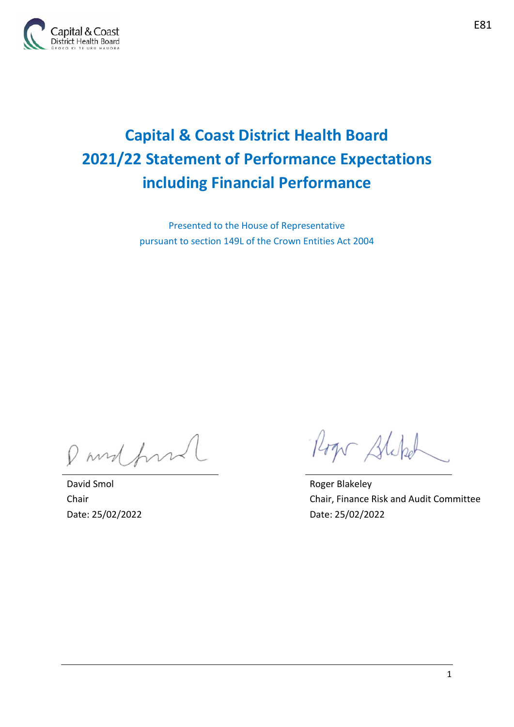E81

# Capital & Coast District Health Board 2021/22 Statement of Performance Expectations including Financial Performance

Presented to the House of Representative
pursuant to section 149L of the Crown Entities Act 2004

David Smol
Chair
Date: 25/02/2022

Roger Blakeley
Chair, Finance Risk and Audit Committee
Date: 25/02/2022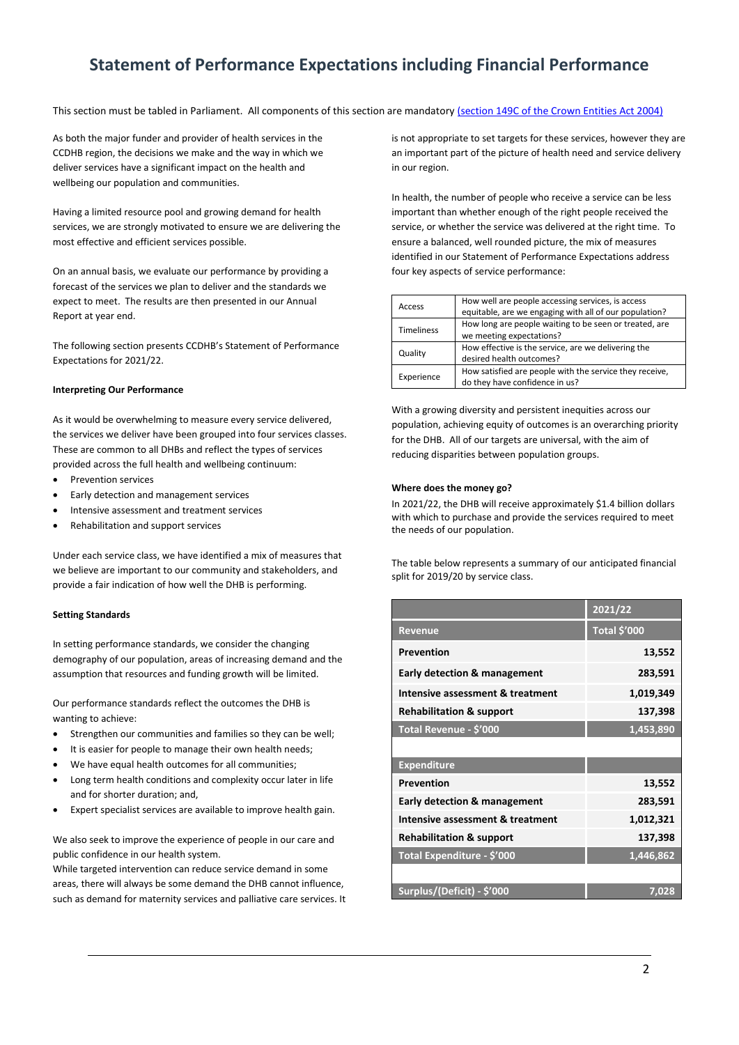# Statement of Performance Expectations including Financial Performance

This section must be tabled in Parliament. All components of this section are mandatory (section 149C of the Crown Entities Act 2004)

As both the major funder and provider of health services in the CCDHB region, the decisions we make and the way in which we deliver services have a significant impact on the health and wellbeing our population and communities.

Having a limited resource pool and growing demand for health services, we are strongly motivated to ensure we are delivering the most effective and efficient services possible.

On an annual basis, we evaluate our performance by providing a forecast of the services we plan to deliver and the standards we expect to meet. The results are then presented in our Annual Report at year end.

The following section presents CCDHB's Statement of Performance Expectations for 2021/22.

**Interpreting Our Performance**

As it would be overwhelming to measure every service delivered, the services we deliver have been grouped into four services classes. These are common to all DHBs and reflect the types of services provided across the full health and wellbeing continuum:

- Prevention services
- Early detection and management services
- Intensive assessment and treatment services
- Rehabilitation and support services

Under each service class, we have identified a mix of measures that we believe are important to our community and stakeholders, and provide a fair indication of how well the DHB is performing.

**Setting Standards**

In setting performance standards, we consider the changing demography of our population, areas of increasing demand and the assumption that resources and funding growth will be limited.

Our performance standards reflect the outcomes the DHB is wanting to achieve:

- Strengthen our communities and families so they can be well;
- It is easier for people to manage their own health needs;
- We have equal health outcomes for all communities;
- Long term health conditions and complexity occur later in life and for shorter duration; and,
- Expert specialist services are available to improve health gain.

We also seek to improve the experience of people in our care and public confidence in our health system.

While targeted intervention can reduce service demand in some areas, there will always be some demand the DHB cannot influence, such as demand for maternity services and palliative care services. It is not appropriate to set targets for these services, however they are an important part of the picture of health need and service delivery in our region.

In health, the number of people who receive a service can be less important than whether enough of the right people received the service, or whether the service was delivered at the right time. To ensure a balanced, well rounded picture, the mix of measures identified in our Statement of Performance Expectations address four key aspects of service performance:

| | |
|---|---|
| Access | How well are people accessing services, is access equitable, are we engaging with all of our population? |
| Timeliness | How long are people waiting to be seen or treated, are we meeting expectations? |
| Quality | How effective is the service, are we delivering the desired health outcomes? |
| Experience | How satisfied are people with the service they receive, do they have confidence in us? |

With a growing diversity and persistent inequities across our population, achieving equity of outcomes is an overarching priority for the DHB. All of our targets are universal, with the aim of reducing disparities between population groups.

**Where does the money go?**

In 2021/22, the DHB will receive approximately $1.4 billion dollars with which to purchase and provide the services required to meet the needs of our population.

The table below represents a summary of our anticipated financial split for 2019/20 by service class.

| | 2021/22 |
|---|---|
| **Revenue** | **Total $'000** |
| **Prevention** | **13,552** |
| **Early detection & management** | **283,591** |
| **Intensive assessment & treatment** | **1,019,349** |
| **Rehabilitation & support** | **137,398** |
| **Total Revenue - $'000** | **1,453,890** |
| | |
| **Expenditure** | |
| **Prevention** | **13,552** |
| **Early detection & management** | **283,591** |
| **Intensive assessment & treatment** | **1,012,321** |
| **Rehabilitation & support** | **137,398** |
| **Total Expenditure - $'000** | **1,446,862** |
| | |
| **Surplus/(Deficit) - $'000** | **7,028** |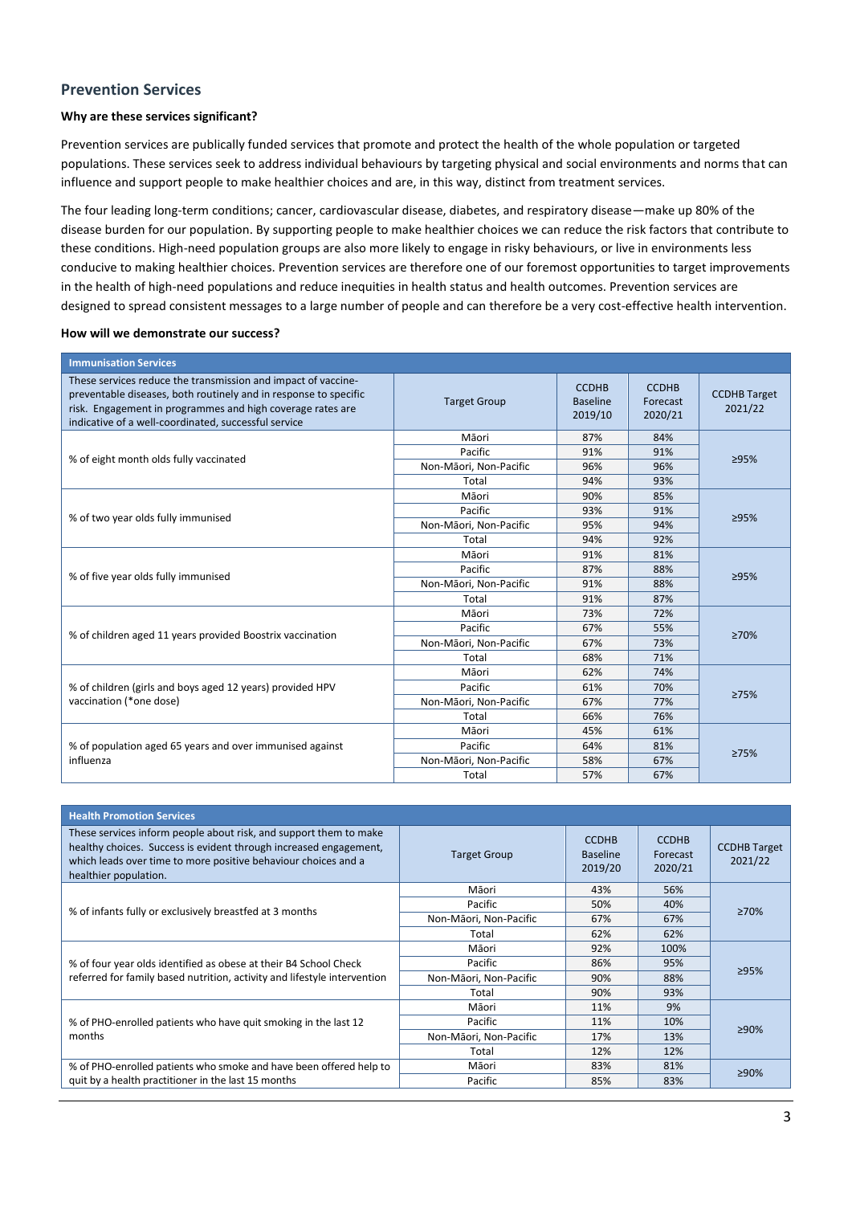## Prevention Services

**Why are these services significant?**

Prevention services are publically funded services that promote and protect the health of the whole population or targeted populations. These services seek to address individual behaviours by targeting physical and social environments and norms that can influence and support people to make healthier choices and are, in this way, distinct from treatment services.

The four leading long-term conditions; cancer, cardiovascular disease, diabetes, and respiratory disease—make up 80% of the disease burden for our population. By supporting people to make healthier choices we can reduce the risk factors that contribute to these conditions. High-need population groups are also more likely to engage in risky behaviours, or live in environments less conducive to making healthier choices. Prevention services are therefore one of our foremost opportunities to target improvements in the health of high-need populations and reduce inequities in health status and health outcomes. Prevention services are designed to spread consistent messages to a large number of people and can therefore be a very cost-effective health intervention.

**How will we demonstrate our success?**

| **Immunisation Services** | | | | |
|---|---|---|---|---|
| These services reduce the transmission and impact of vaccine-preventable diseases, both routinely and in response to specific risk. Engagement in programmes and high coverage rates are indicative of a well-coordinated, successful service | Target Group | CCDHB Baseline 2019/10 | CCDHB Forecast 2020/21 | CCDHB Target 2021/22 |
| % of eight month olds fully vaccinated | Māori | 87% | 84% | ≥95% |
| | Pacific | 91% | 91% | |
| | Non-Māori, Non-Pacific | 96% | 96% | |
| | Total | 94% | 93% | |
| % of two year olds fully immunised | Māori | 90% | 85% | ≥95% |
| | Pacific | 93% | 91% | |
| | Non-Māori, Non-Pacific | 95% | 94% | |
| | Total | 94% | 92% | |
| % of five year olds fully immunised | Māori | 91% | 81% | ≥95% |
| | Pacific | 87% | 88% | |
| | Non-Māori, Non-Pacific | 91% | 88% | |
| | Total | 91% | 87% | |
| % of children aged 11 years provided Boostrix vaccination | Māori | 73% | 72% | ≥70% |
| | Pacific | 67% | 55% | |
| | Non-Māori, Non-Pacific | 67% | 73% | |
| | Total | 68% | 71% | |
| % of children (girls and boys aged 12 years) provided HPV vaccination (*one dose) | Māori | 62% | 74% | ≥75% |
| | Pacific | 61% | 70% | |
| | Non-Māori, Non-Pacific | 67% | 77% | |
| | Total | 66% | 76% | |
| % of population aged 65 years and over immunised against influenza | Māori | 45% | 61% | ≥75% |
| | Pacific | 64% | 81% | |
| | Non-Māori, Non-Pacific | 58% | 67% | |
| | Total | 57% | 67% | |

| **Health Promotion Services** | | | | |
|---|---|---|---|---|
| These services inform people about risk, and support them to make healthy choices. Success is evident through increased engagement, which leads over time to more positive behaviour choices and a healthier population. | Target Group | CCDHB Baseline 2019/20 | CCDHB Forecast 2020/21 | CCDHB Target 2021/22 |
| % of infants fully or exclusively breastfed at 3 months | Māori | 43% | 56% | ≥70% |
| | Pacific | 50% | 40% | |
| | Non-Māori, Non-Pacific | 67% | 67% | |
| | Total | 62% | 62% | |
| % of four year olds identified as obese at their B4 School Check referred for family based nutrition, activity and lifestyle intervention | Māori | 92% | 100% | ≥95% |
| | Pacific | 86% | 95% | |
| | Non-Māori, Non-Pacific | 90% | 88% | |
| | Total | 90% | 93% | |
| % of PHO-enrolled patients who have quit smoking in the last 12 months | Māori | 11% | 9% | ≥90% |
| | Pacific | 11% | 10% | |
| | Non-Māori, Non-Pacific | 17% | 13% | |
| | Total | 12% | 12% | |
| % of PHO-enrolled patients who smoke and have been offered help to quit by a health practitioner in the last 15 months | Māori | 83% | 81% | ≥90% |
| | Pacific | 85% | 83% | |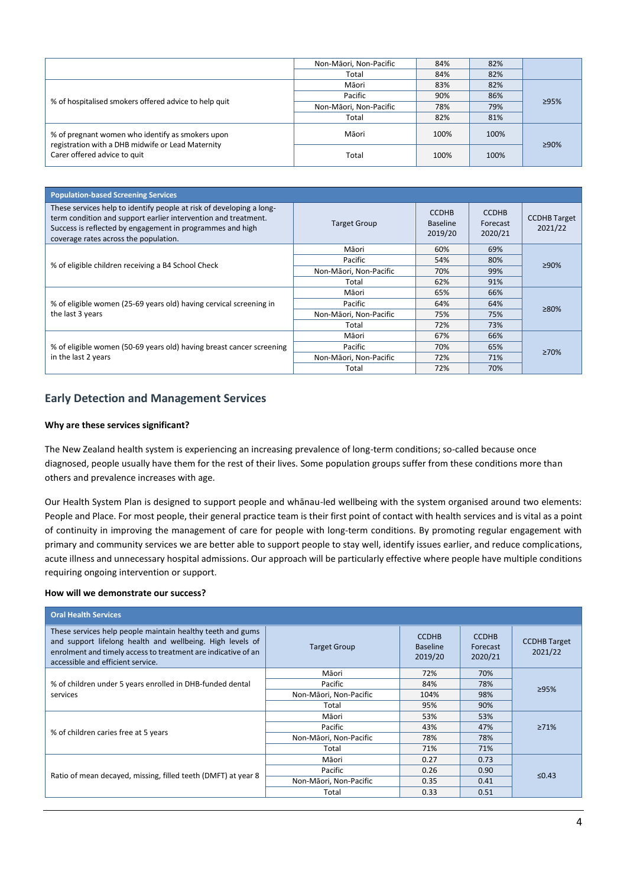| | Non-Māori, Non-Pacific | 84% | 82% | |
|---|---|---|---|---|
| | Total | 84% | 82% | |
| % of hospitalised smokers offered advice to help quit | Māori | 83% | 82% | ≥95% |
| | Pacific | 90% | 86% | |
| | Non-Māori, Non-Pacific | 78% | 79% | |
| | Total | 82% | 81% | |
| % of pregnant women who identify as smokers upon registration with a DHB midwife or Lead Maternity Carer offered advice to quit | Māori | 100% | 100% | ≥90% |
| | Total | 100% | 100% | |

| Population-based Screening Services | | | | |
|---|---|---|---|---|
| These services help to identify people at risk of developing a long-term condition and support earlier intervention and treatment. Success is reflected by engagement in programmes and high coverage rates across the population. | Target Group | CCDHB Baseline 2019/20 | CCDHB Forecast 2020/21 | CCDHB Target 2021/22 |
| % of eligible children receiving a B4 School Check | Māori | 60% | 69% | ≥90% |
| | Pacific | 54% | 80% | |
| | Non-Māori, Non-Pacific | 70% | 99% | |
| | Total | 62% | 91% | |
| % of eligible women (25-69 years old) having cervical screening in the last 3 years | Māori | 65% | 66% | ≥80% |
| | Pacific | 64% | 64% | |
| | Non-Māori, Non-Pacific | 75% | 75% | |
| | Total | 72% | 73% | |
| % of eligible women (50-69 years old) having breast cancer screening in the last 2 years | Māori | 67% | 66% | ≥70% |
| | Pacific | 70% | 65% | |
| | Non-Māori, Non-Pacific | 72% | 71% | |
| | Total | 72% | 70% | |

## Early Detection and Management Services

**Why are these services significant?**

The New Zealand health system is experiencing an increasing prevalence of long-term conditions; so-called because once diagnosed, people usually have them for the rest of their lives. Some population groups suffer from these conditions more than others and prevalence increases with age.

Our Health System Plan is designed to support people and whānau-led wellbeing with the system organised around two elements: People and Place. For most people, their general practice team is their first point of contact with health services and is vital as a point of continuity in improving the management of care for people with long-term conditions. By promoting regular engagement with primary and community services we are better able to support people to stay well, identify issues earlier, and reduce complications, acute illness and unnecessary hospital admissions. Our approach will be particularly effective where people have multiple conditions requiring ongoing intervention or support.

**How will we demonstrate our success?**

| Oral Health Services | | | | |
|---|---|---|---|---|
| These services help people maintain healthy teeth and gums and support lifelong health and wellbeing. High levels of enrolment and timely access to treatment are indicative of an accessible and efficient service. | Target Group | CCDHB Baseline 2019/20 | CCDHB Forecast 2020/21 | CCDHB Target 2021/22 |
| % of children under 5 years enrolled in DHB-funded dental services | Māori | 72% | 70% | ≥95% |
| | Pacific | 84% | 78% | |
| | Non-Māori, Non-Pacific | 104% | 98% | |
| | Total | 95% | 90% | |
| % of children caries free at 5 years | Māori | 53% | 53% | ≥71% |
| | Pacific | 43% | 47% | |
| | Non-Māori, Non-Pacific | 78% | 78% | |
| | Total | 71% | 71% | |
| Ratio of mean decayed, missing, filled teeth (DMFT) at year 8 | Māori | 0.27 | 0.73 | ≤0.43 |
| | Pacific | 0.26 | 0.90 | |
| | Non-Māori, Non-Pacific | 0.35 | 0.41 | |
| | Total | 0.33 | 0.51 | |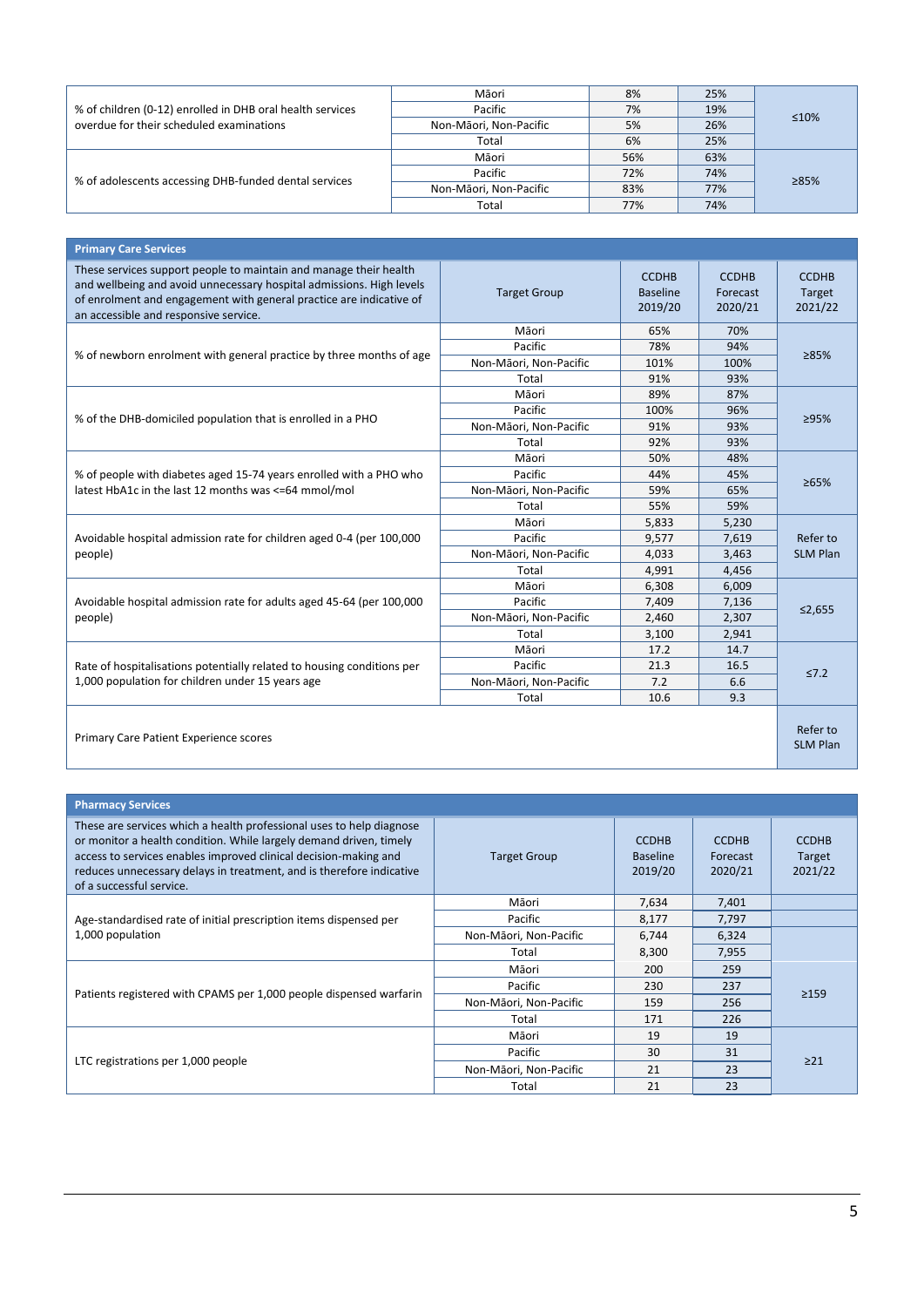| | Target Group | Baseline | Forecast | Target |
|---|---|---|---|---|
| % of children (0-12) enrolled in DHB oral health services overdue for their scheduled examinations | Māori | 8% | 25% | ≤10% |
| | Pacific | 7% | 19% | |
| | Non-Māori, Non-Pacific | 5% | 26% | |
| | Total | 6% | 25% | |
| % of adolescents accessing DHB-funded dental services | Māori | 56% | 63% | ≥85% |
| | Pacific | 72% | 74% | |
| | Non-Māori, Non-Pacific | 83% | 77% | |
| | Total | 77% | 74% | |

| **Primary Care Services** | | | | |
|---|---|---|---|---|
| These services support people to maintain and manage their health and wellbeing and avoid unnecessary hospital admissions. High levels of enrolment and engagement with general practice are indicative of an accessible and responsive service. | Target Group | CCDHB Baseline 2019/20 | CCDHB Forecast 2020/21 | CCDHB Target 2021/22 |
| % of newborn enrolment with general practice by three months of age | Māori | 65% | 70% | ≥85% |
| | Pacific | 78% | 94% | |
| | Non-Māori, Non-Pacific | 101% | 100% | |
| | Total | 91% | 93% | |
| % of the DHB-domiciled population that is enrolled in a PHO | Māori | 89% | 87% | ≥95% |
| | Pacific | 100% | 96% | |
| | Non-Māori, Non-Pacific | 91% | 93% | |
| | Total | 92% | 93% | |
| % of people with diabetes aged 15-74 years enrolled with a PHO who latest HbA1c in the last 12 months was <=64 mmol/mol | Māori | 50% | 48% | ≥65% |
| | Pacific | 44% | 45% | |
| | Non-Māori, Non-Pacific | 59% | 65% | |
| | Total | 55% | 59% | |
| Avoidable hospital admission rate for children aged 0-4 (per 100,000 people) | Māori | 5,833 | 5,230 | Refer to SLM Plan |
| | Pacific | 9,577 | 7,619 | |
| | Non-Māori, Non-Pacific | 4,033 | 3,463 | |
| | Total | 4,991 | 4,456 | |
| Avoidable hospital admission rate for adults aged 45-64 (per 100,000 people) | Māori | 6,308 | 6,009 | ≤2,655 |
| | Pacific | 7,409 | 7,136 | |
| | Non-Māori, Non-Pacific | 2,460 | 2,307 | |
| | Total | 3,100 | 2,941 | |
| Rate of hospitalisations potentially related to housing conditions per 1,000 population for children under 15 years age | Māori | 17.2 | 14.7 | ≤7.2 |
| | Pacific | 21.3 | 16.5 | |
| | Non-Māori, Non-Pacific | 7.2 | 6.6 | |
| | Total | 10.6 | 9.3 | |
| Primary Care Patient Experience scores | | | | Refer to SLM Plan |

| **Pharmacy Services** | | | | |
|---|---|---|---|---|
| These are services which a health professional uses to help diagnose or monitor a health condition. While largely demand driven, timely access to services enables improved clinical decision-making and reduces unnecessary delays in treatment, and is therefore indicative of a successful service. | Target Group | CCDHB Baseline 2019/20 | CCDHB Forecast 2020/21 | CCDHB Target 2021/22 |
| Age-standardised rate of initial prescription items dispensed per 1,000 population | Māori | 7,634 | 7,401 | |
| | Pacific | 8,177 | 7,797 | |
| | Non-Māori, Non-Pacific | 6,744 | 6,324 | |
| | Total | 8,300 | 7,955 | |
| Patients registered with CPAMS per 1,000 people dispensed warfarin | Māori | 200 | 259 | ≥159 |
| | Pacific | 230 | 237 | |
| | Non-Māori, Non-Pacific | 159 | 256 | |
| | Total | 171 | 226 | |
| LTC registrations per 1,000 people | Māori | 19 | 19 | ≥21 |
| | Pacific | 30 | 31 | |
| | Non-Māori, Non-Pacific | 21 | 23 | |
| | Total | 21 | 23 | |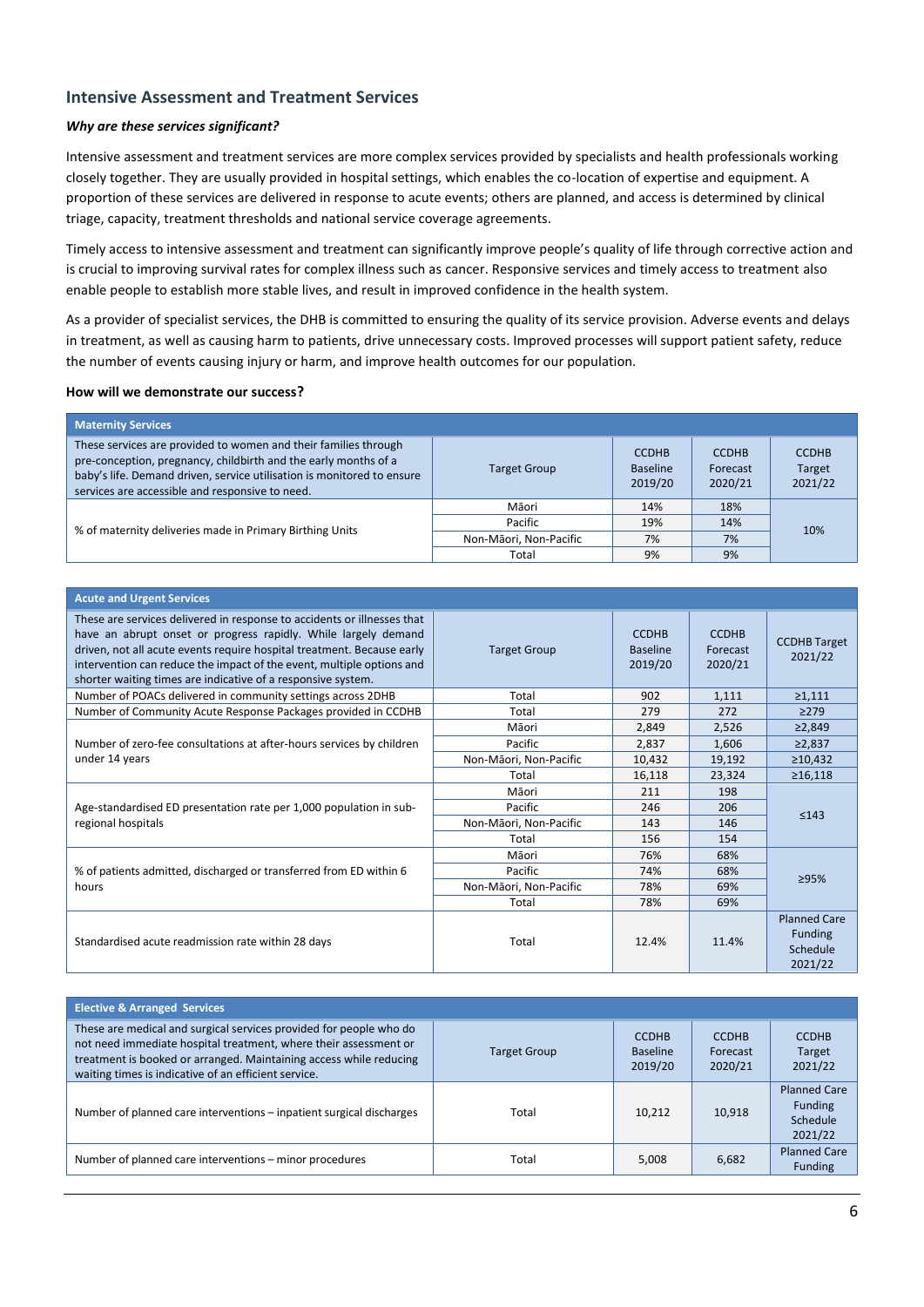## Intensive Assessment and Treatment Services

***Why are these services significant?***

Intensive assessment and treatment services are more complex services provided by specialists and health professionals working closely together. They are usually provided in hospital settings, which enables the co-location of expertise and equipment. A proportion of these services are delivered in response to acute events; others are planned, and access is determined by clinical triage, capacity, treatment thresholds and national service coverage agreements.

Timely access to intensive assessment and treatment can significantly improve people's quality of life through corrective action and is crucial to improving survival rates for complex illness such as cancer. Responsive services and timely access to treatment also enable people to establish more stable lives, and result in improved confidence in the health system.

As a provider of specialist services, the DHB is committed to ensuring the quality of its service provision. Adverse events and delays in treatment, as well as causing harm to patients, drive unnecessary costs. Improved processes will support patient safety, reduce the number of events causing injury or harm, and improve health outcomes for our population.

**How will we demonstrate our success?**

| **Maternity Services** | | | | |
|---|---|---|---|---|
| These services are provided to women and their families through pre-conception, pregnancy, childbirth and the early months of a baby's life. Demand driven, service utilisation is monitored to ensure services are accessible and responsive to need. | Target Group | CCDHB Baseline 2019/20 | CCDHB Forecast 2020/21 | CCDHB Target 2021/22 |
| % of maternity deliveries made in Primary Birthing Units | Māori | 14% | 18% | 10% |
| | Pacific | 19% | 14% | |
| | Non-Māori, Non-Pacific | 7% | 7% | |
| | Total | 9% | 9% | |

| **Acute and Urgent Services** | | | | |
|---|---|---|---|---|
| These are services delivered in response to accidents or illnesses that have an abrupt onset or progress rapidly. While largely demand driven, not all acute events require hospital treatment. Because early intervention can reduce the impact of the event, multiple options and shorter waiting times are indicative of a responsive system. | Target Group | CCDHB Baseline 2019/20 | CCDHB Forecast 2020/21 | CCDHB Target 2021/22 |
| Number of POACs delivered in community settings across 2DHB | Total | 902 | 1,111 | ≥1,111 |
| Number of Community Acute Response Packages provided in CCDHB | Total | 279 | 272 | ≥279 |
| Number of zero-fee consultations at after-hours services by children under 14 years | Māori | 2,849 | 2,526 | ≥2,849 |
| | Pacific | 2,837 | 1,606 | ≥2,837 |
| | Non-Māori, Non-Pacific | 10,432 | 19,192 | ≥10,432 |
| | Total | 16,118 | 23,324 | ≥16,118 |
| Age-standardised ED presentation rate per 1,000 population in sub-regional hospitals | Māori | 211 | 198 | ≤143 |
| | Pacific | 246 | 206 | |
| | Non-Māori, Non-Pacific | 143 | 146 | |
| | Total | 156 | 154 | |
| % of patients admitted, discharged or transferred from ED within 6 hours | Māori | 76% | 68% | ≥95% |
| | Pacific | 74% | 68% | |
| | Non-Māori, Non-Pacific | 78% | 69% | |
| | Total | 78% | 69% | |
| Standardised acute readmission rate within 28 days | Total | 12.4% | 11.4% | Planned Care Funding Schedule 2021/22 |

| **Elective & Arranged Services** | | | | |
|---|---|---|---|---|
| These are medical and surgical services provided for people who do not need immediate hospital treatment, where their assessment or treatment is booked or arranged. Maintaining access while reducing waiting times is indicative of an efficient service. | Target Group | CCDHB Baseline 2019/20 | CCDHB Forecast 2020/21 | CCDHB Target 2021/22 |
| Number of planned care interventions – inpatient surgical discharges | Total | 10,212 | 10,918 | Planned Care Funding Schedule 2021/22 |
| Number of planned care interventions – minor procedures | Total | 5,008 | 6,682 | Planned Care Funding |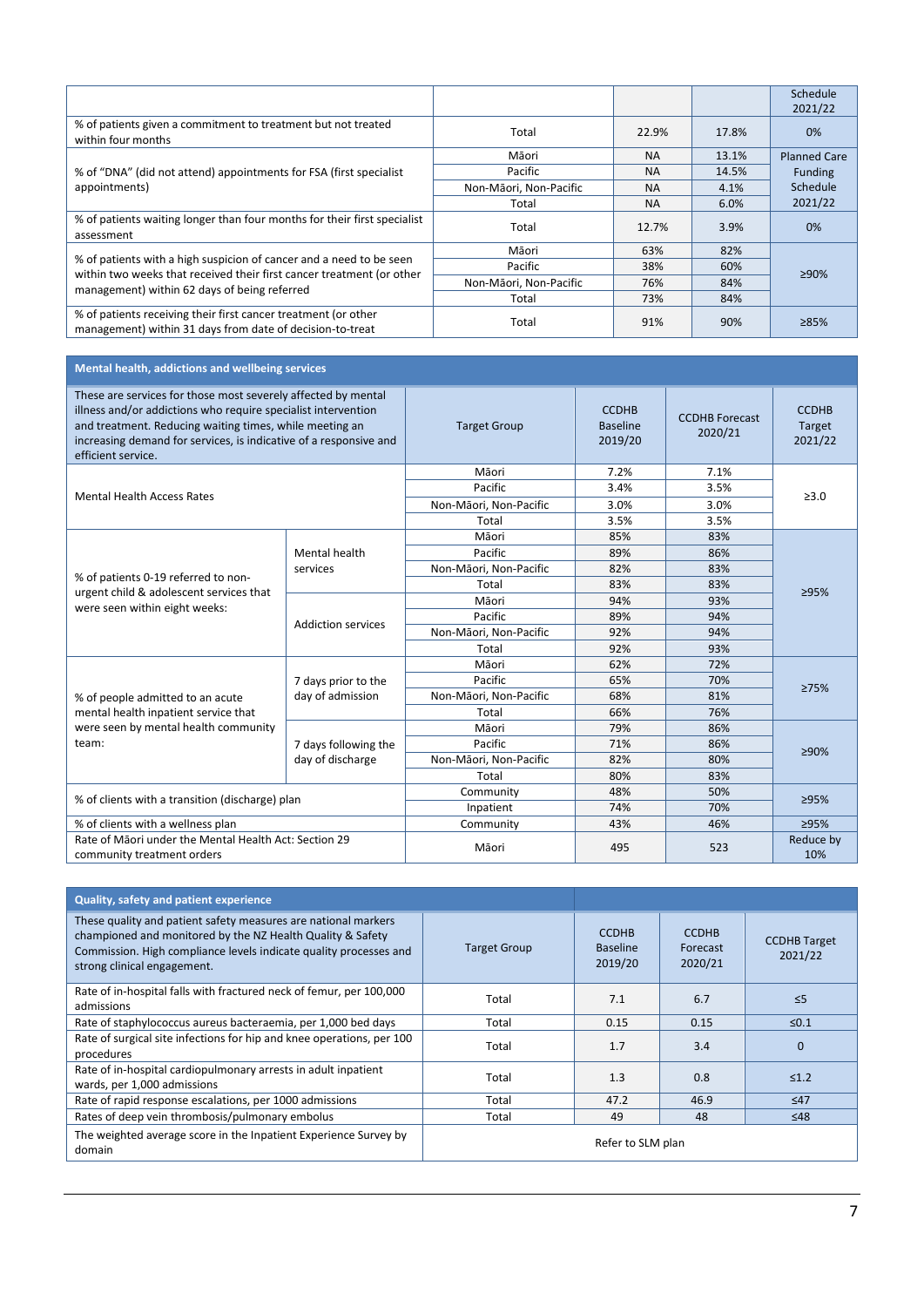| | | | | Schedule 2021/22 |
|---|---|---|---|---|
| % of patients given a commitment to treatment but not treated within four months | Total | 22.9% | 17.8% | 0% |
| % of "DNA" (did not attend) appointments for FSA (first specialist appointments) | Māori | NA | 13.1% | Planned Care Funding Schedule 2021/22 |
| | Pacific | NA | 14.5% | |
| | Non-Māori, Non-Pacific | NA | 4.1% | |
| | Total | NA | 6.0% | |
| % of patients waiting longer than four months for their first specialist assessment | Total | 12.7% | 3.9% | 0% |
| % of patients with a high suspicion of cancer and a need to be seen within two weeks that received their first cancer treatment (or other management) within 62 days of being referred | Māori | 63% | 82% | ≥90% |
| | Pacific | 38% | 60% | |
| | Non-Māori, Non-Pacific | 76% | 84% | |
| | Total | 73% | 84% | |
| % of patients receiving their first cancer treatment (or other management) within 31 days from date of decision-to-treat | Total | 91% | 90% | ≥85% |

| Mental health, addictions and wellbeing services | | | | | |
|---|---|---|---|---|---|
| These are services for those most severely affected by mental illness and/or addictions who require specialist intervention and treatment. Reducing waiting times, while meeting an increasing demand for services, is indicative of a responsive and efficient service. | | Target Group | CCDHB Baseline 2019/20 | CCDHB Forecast 2020/21 | CCDHB Target 2021/22 |
| Mental Health Access Rates | | Māori | 7.2% | 7.1% | ≥3.0 |
| | | Pacific | 3.4% | 3.5% | |
| | | Non-Māori, Non-Pacific | 3.0% | 3.0% | |
| | | Total | 3.5% | 3.5% | |
| % of patients 0-19 referred to non-urgent child & adolescent services that were seen within eight weeks: | Mental health services | Māori | 85% | 83% | ≥95% |
| | | Pacific | 89% | 86% | |
| | | Non-Māori, Non-Pacific | 82% | 83% | |
| | | Total | 83% | 83% | |
| | Addiction services | Māori | 94% | 93% | |
| | | Pacific | 89% | 94% | |
| | | Non-Māori, Non-Pacific | 92% | 94% | |
| | | Total | 92% | 93% | |
| % of people admitted to an acute mental health inpatient service that were seen by mental health community team: | 7 days prior to the day of admission | Māori | 62% | 72% | ≥75% |
| | | Pacific | 65% | 70% | |
| | | Non-Māori, Non-Pacific | 68% | 81% | |
| | | Total | 66% | 76% | |
| | 7 days following the day of discharge | Māori | 79% | 86% | ≥90% |
| | | Pacific | 71% | 86% | |
| | | Non-Māori, Non-Pacific | 82% | 80% | |
| | | Total | 80% | 83% | |
| % of clients with a transition (discharge) plan | | Community | 48% | 50% | ≥95% |
| | | Inpatient | 74% | 70% | |
| % of clients with a wellness plan | | Community | 43% | 46% | ≥95% |
| Rate of Māori under the Mental Health Act: Section 29 community treatment orders | | Māori | 495 | 523 | Reduce by 10% |

| Quality, safety and patient experience | | | | |
|---|---|---|---|---|
| These quality and patient safety measures are national markers championed and monitored by the NZ Health Quality & Safety Commission. High compliance levels indicate quality processes and strong clinical engagement. | Target Group | CCDHB Baseline 2019/20 | CCDHB Forecast 2020/21 | CCDHB Target 2021/22 |
| Rate of in-hospital falls with fractured neck of femur, per 100,000 admissions | Total | 7.1 | 6.7 | ≤5 |
| Rate of staphylococcus aureus bacteraemia, per 1,000 bed days | Total | 0.15 | 0.15 | ≤0.1 |
| Rate of surgical site infections for hip and knee operations, per 100 procedures | Total | 1.7 | 3.4 | 0 |
| Rate of in-hospital cardiopulmonary arrests in adult inpatient wards, per 1,000 admissions | Total | 1.3 | 0.8 | ≤1.2 |
| Rate of rapid response escalations, per 1000 admissions | Total | 47.2 | 46.9 | ≤47 |
| Rates of deep vein thrombosis/pulmonary embolus | Total | 49 | 48 | ≤48 |
| The weighted average score in the Inpatient Experience Survey by domain | Refer to SLM plan | | | |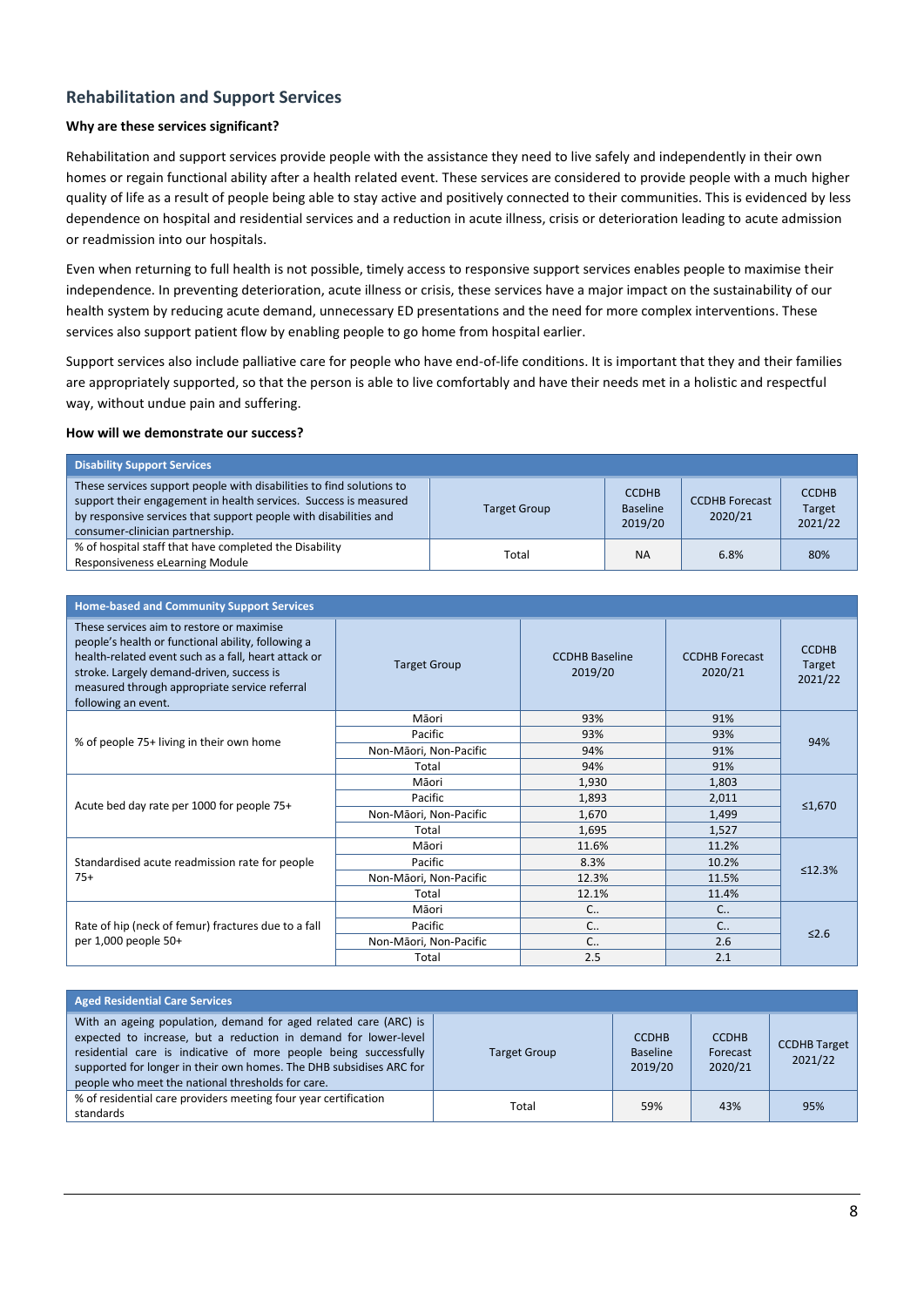## Rehabilitation and Support Services

**Why are these services significant?**

Rehabilitation and support services provide people with the assistance they need to live safely and independently in their own homes or regain functional ability after a health related event. These services are considered to provide people with a much higher quality of life as a result of people being able to stay active and positively connected to their communities. This is evidenced by less dependence on hospital and residential services and a reduction in acute illness, crisis or deterioration leading to acute admission or readmission into our hospitals.

Even when returning to full health is not possible, timely access to responsive support services enables people to maximise their independence. In preventing deterioration, acute illness or crisis, these services have a major impact on the sustainability of our health system by reducing acute demand, unnecessary ED presentations and the need for more complex interventions. These services also support patient flow by enabling people to go home from hospital earlier.

Support services also include palliative care for people who have end-of-life conditions. It is important that they and their families are appropriately supported, so that the person is able to live comfortably and have their needs met in a holistic and respectful way, without undue pain and suffering.

**How will we demonstrate our success?**

| Disability Support Services | | | | |
|---|---|---|---|---|
| These services support people with disabilities to find solutions to support their engagement in health services. Success is measured by responsive services that support people with disabilities and consumer-clinician partnership. | Target Group | CCDHB Baseline 2019/20 | CCDHB Forecast 2020/21 | CCDHB Target 2021/22 |
| % of hospital staff that have completed the Disability Responsiveness eLearning Module | Total | NA | 6.8% | 80% |

| Home-based and Community Support Services | | | | |
|---|---|---|---|---|
| These services aim to restore or maximise people's health or functional ability, following a health-related event such as a fall, heart attack or stroke. Largely demand-driven, success is measured through appropriate service referral following an event. | Target Group | CCDHB Baseline 2019/20 | CCDHB Forecast 2020/21 | CCDHB Target 2021/22 |
| % of people 75+ living in their own home | Māori | 93% | 91% | 94% |
| | Pacific | 93% | 93% | |
| | Non-Māori, Non-Pacific | 94% | 91% | |
| | Total | 94% | 91% | |
| Acute bed day rate per 1000 for people 75+ | Māori | 1,930 | 1,803 | ≤1,670 |
| | Pacific | 1,893 | 2,011 | |
| | Non-Māori, Non-Pacific | 1,670 | 1,499 | |
| | Total | 1,695 | 1,527 | |
| Standardised acute readmission rate for people 75+ | Māori | 11.6% | 11.2% | ≤12.3% |
| | Pacific | 8.3% | 10.2% | |
| | Non-Māori, Non-Pacific | 12.3% | 11.5% | |
| | Total | 12.1% | 11.4% | |
| Rate of hip (neck of femur) fractures due to a fall per 1,000 people 50+ | Māori | C.. | C.. | ≤2.6 |
| | Pacific | C.. | C.. | |
| | Non-Māori, Non-Pacific | C.. | 2.6 | |
| | Total | 2.5 | 2.1 | |

| Aged Residential Care Services | | | | |
|---|---|---|---|---|
| With an ageing population, demand for aged related care (ARC) is expected to increase, but a reduction in demand for lower-level residential care is indicative of more people being successfully supported for longer in their own homes. The DHB subsidises ARC for people who meet the national thresholds for care. | Target Group | CCDHB Baseline 2019/20 | CCDHB Forecast 2020/21 | CCDHB Target 2021/22 |
| % of residential care providers meeting four year certification standards | Total | 59% | 43% | 95% |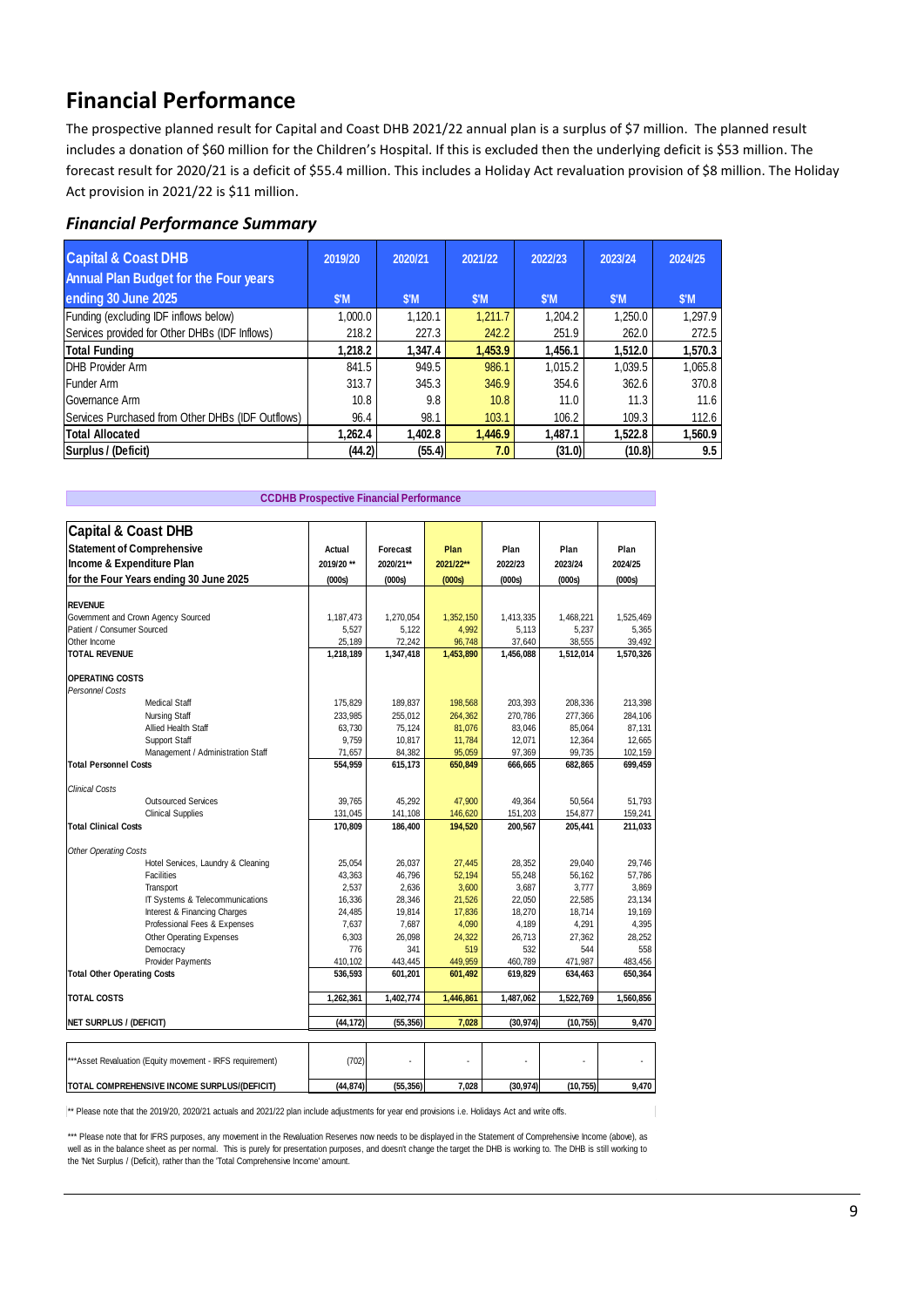## Financial Performance

The prospective planned result for Capital and Coast DHB 2021/22 annual plan is a surplus of $7 million. The planned result includes a donation of $60 million for the Children's Hospital. If this is excluded then the underlying deficit is $53 million. The forecast result for 2020/21 is a deficit of $55.4 million. This includes a Holiday Act revaluation provision of $8 million. The Holiday Act provision in 2021/22 is $11 million.

### *Financial Performance Summary*

| Capital & Coast DHB Annual Plan Budget for the Four years ending 30 June 2025 | 2019/20 $'M | 2020/21 $'M | 2021/22 $'M | 2022/23 $'M | 2023/24 $'M | 2024/25 $'M |
|---|---|---|---|---|---|---|
| Funding (excluding IDF inflows below) | 1,000.0 | 1,120.1 | 1,211.7 | 1,204.2 | 1,250.0 | 1,297.9 |
| Services provided for Other DHBs (IDF Inflows) | 218.2 | 227.3 | 242.2 | 251.9 | 262.0 | 272.5 |
| **Total Funding** | **1,218.2** | **1,347.4** | **1,453.9** | **1,456.1** | **1,512.0** | **1,570.3** |
| DHB Provider Arm | 841.5 | 949.5 | 986.1 | 1,015.2 | 1,039.5 | 1,065.8 |
| Funder Arm | 313.7 | 345.3 | 346.9 | 354.6 | 362.6 | 370.8 |
| Governance Arm | 10.8 | 9.8 | 10.8 | 11.0 | 11.3 | 11.6 |
| Services Purchased from Other DHBs (IDF Outflows) | 96.4 | 98.1 | 103.1 | 106.2 | 109.3 | 112.6 |
| **Total Allocated** | **1,262.4** | **1,402.8** | **1,446.9** | **1,487.1** | **1,522.8** | **1,560.9** |
| **Surplus / (Deficit)** | **(44.2)** | **(55.4)** | **7.0** | **(31.0)** | **(10.8)** | **9.5** |

**CCDHB Prospective Financial Performance**

| Capital & Coast DHB Statement of Comprehensive Income & Expenditure Plan for the Four Years ending 30 June 2025 | Actual 2019/20 ** (000s) | Forecast 2020/21** (000s) | Plan 2021/22** (000s) | Plan 2022/23 (000s) | Plan 2023/24 (000s) | Plan 2024/25 (000s) |
|---|---|---|---|---|---|---|
| **REVENUE** | | | | | | |
| Government and Crown Agency Sourced | 1,187,473 | 1,270,054 | 1,352,150 | 1,413,335 | 1,468,221 | 1,525,469 |
| Patient / Consumer Sourced | 5,527 | 5,122 | 4,992 | 5,113 | 5,237 | 5,365 |
| Other Income | 25,189 | 72,242 | 96,748 | 37,640 | 38,555 | 39,492 |
| **TOTAL REVENUE** | **1,218,189** | **1,347,418** | **1,453,890** | **1,456,088** | **1,512,014** | **1,570,326** |
| **OPERATING COSTS** | | | | | | |
| *Personnel Costs* | | | | | | |
| Medical Staff | 175,829 | 189,837 | 198,568 | 203,393 | 208,336 | 213,398 |
| Nursing Staff | 233,985 | 255,012 | 264,362 | 270,786 | 277,366 | 284,106 |
| Allied Health Staff | 63,730 | 75,124 | 81,076 | 83,046 | 85,064 | 87,131 |
| Support Staff | 9,759 | 10,817 | 11,784 | 12,071 | 12,364 | 12,665 |
| Management / Administration Staff | 71,657 | 84,382 | 95,059 | 97,369 | 99,735 | 102,159 |
| **Total Personnel Costs** | **554,959** | **615,173** | **650,849** | **666,665** | **682,865** | **699,459** |
| *Clinical Costs* | | | | | | |
| Outsourced Services | 39,765 | 45,292 | 47,900 | 49,364 | 50,564 | 51,793 |
| Clinical Supplies | 131,045 | 141,108 | 146,620 | 151,203 | 154,877 | 159,241 |
| **Total Clinical Costs** | **170,809** | **186,400** | **194,520** | **200,567** | **205,441** | **211,033** |
| *Other Operating Costs* | | | | | | |
| Hotel Services, Laundry & Cleaning | 25,054 | 26,037 | 27,445 | 28,352 | 29,040 | 29,746 |
| Facilities | 43,363 | 46,796 | 52,194 | 55,248 | 56,162 | 57,786 |
| Transport | 2,537 | 2,636 | 3,600 | 3,687 | 3,777 | 3,869 |
| IT Systems & Telecommunications | 16,336 | 28,346 | 21,526 | 22,050 | 22,585 | 23,134 |
| Interest & Financing Charges | 24,485 | 19,814 | 17,836 | 18,270 | 18,714 | 19,169 |
| Professional Fees & Expenses | 7,637 | 7,687 | 4,090 | 4,189 | 4,291 | 4,395 |
| Other Operating Expenses | 6,303 | 26,098 | 24,322 | 26,713 | 27,362 | 28,252 |
| Democracy | 776 | 341 | 519 | 532 | 544 | 558 |
| Provider Payments | 410,102 | 443,445 | 449,959 | 460,789 | 471,987 | 483,456 |
| **Total Other Operating Costs** | **536,593** | **601,201** | **601,492** | **619,829** | **634,463** | **650,364** |
| **TOTAL COSTS** | **1,262,361** | **1,402,774** | **1,446,861** | **1,487,062** | **1,522,769** | **1,560,856** |
| **NET SURPLUS / (DEFICIT)** | **(44,172)** | **(55,356)** | **7,028** | **(30,974)** | **(10,755)** | **9,470** |
| ***Asset Revaluation (Equity movement - IRFS requirement) | (702) | - | - | - | - | - |
| **TOTAL COMPREHENSIVE INCOME SURPLUS/(DEFICIT)** | **(44,874)** | **(55,356)** | **7,028** | **(30,974)** | **(10,755)** | **9,470** |

** Please note that the 2019/20, 2020/21 actuals and 2021/22 plan include adjustments for year end provisions i.e. Holidays Act and write offs.

*** Please note that for IFRS purposes, any movement in the Revaluation Reserves now needs to be displayed in the Statement of Comprehensive Income (above), as well as in the balance sheet as per normal. This is purely for presentation purposes, and doesn't change the target the DHB is working to. The DHB is still working to the 'Net Surplus / (Deficit), rather than the 'Total Comprehensive Income' amount.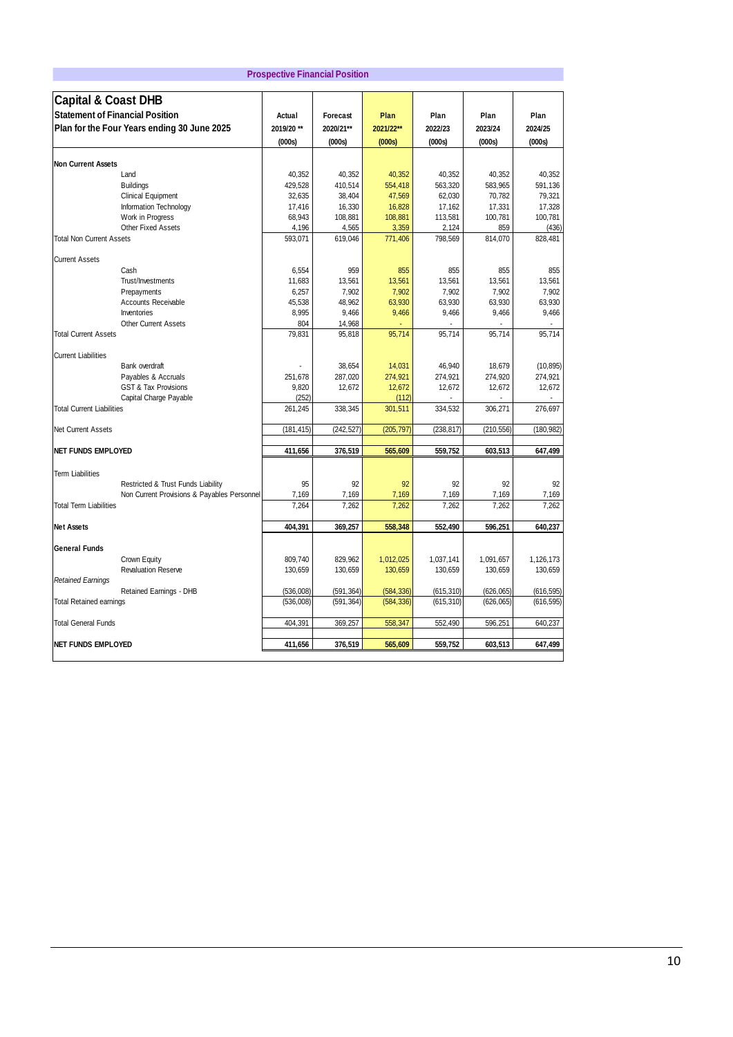## Prospective Financial Position

| Capital & Coast DHB<br>Statement of Financial Position<br>Plan for the Four Years ending 30 June 2025 | Actual<br>2019/20 **<br>(000s) | Forecast<br>2020/21**<br>(000s) | Plan<br>2021/22**<br>(000s) | Plan<br>2022/23<br>(000s) | Plan<br>2023/24<br>(000s) | Plan<br>2024/25<br>(000s) |
|---|---|---|---|---|---|---|
| **Non Current Assets** | | | | | | |
| Land | 40,352 | 40,352 | 40,352 | 40,352 | 40,352 | 40,352 |
| Buildings | 429,528 | 410,514 | 554,418 | 563,320 | 583,965 | 591,136 |
| Clinical Equipment | 32,635 | 38,404 | 47,569 | 62,030 | 70,782 | 79,321 |
| Information Technology | 17,416 | 16,330 | 16,828 | 17,162 | 17,331 | 17,328 |
| Work in Progress | 68,943 | 108,881 | 108,881 | 113,581 | 100,781 | 100,781 |
| Other Fixed Assets | 4,196 | 4,565 | 3,359 | 2,124 | 859 | (436) |
| Total Non Current Assets | 593,071 | 619,046 | 771,406 | 798,569 | 814,070 | 828,481 |
| Current Assets | | | | | | |
| Cash | 6,554 | 959 | 855 | 855 | 855 | 855 |
| Trust/Investments | 11,683 | 13,561 | 13,561 | 13,561 | 13,561 | 13,561 |
| Prepayments | 6,257 | 7,902 | 7,902 | 7,902 | 7,902 | 7,902 |
| Accounts Receivable | 45,538 | 48,962 | 63,930 | 63,930 | 63,930 | 63,930 |
| Inventories | 8,995 | 9,466 | 9,466 | 9,466 | 9,466 | 9,466 |
| Other Current Assets | 804 | 14,968 | - | - | - | - |
| Total Current Assets | 79,831 | 95,818 | 95,714 | 95,714 | 95,714 | 95,714 |
| Current Liabilities | | | | | | |
| Bank overdraft | - | 38,654 | 14,031 | 46,940 | 18,679 | (10,895) |
| Payables & Accruals | 251,678 | 287,020 | 274,921 | 274,921 | 274,920 | 274,921 |
| GST & Tax Provisions | 9,820 | 12,672 | 12,672 | 12,672 | 12,672 | 12,672 |
| Capital Charge Payable | (252) | | (112) | - | - | - |
| Total Current Liabilities | 261,245 | 338,345 | 301,511 | 334,532 | 306,271 | 276,697 |
| Net Current Assets | (181,415) | (242,527) | (205,797) | (238,817) | (210,556) | (180,982) |
| **NET FUNDS EMPLOYED** | **411,656** | **376,519** | **565,609** | **559,752** | **603,513** | **647,499** |
| Term Liabilities | | | | | | |
| Restricted & Trust Funds Liability | 95 | 92 | 92 | 92 | 92 | 92 |
| Non Current Provisions & Payables Personnel | 7,169 | 7,169 | 7,169 | 7,169 | 7,169 | 7,169 |
| Total Term Liabilities | 7,264 | 7,262 | 7,262 | 7,262 | 7,262 | 7,262 |
| **Net Assets** | **404,391** | **369,257** | **558,348** | **552,490** | **596,251** | **640,237** |
| **General Funds** | | | | | | |
| Crown Equity | 809,740 | 829,962 | 1,012,025 | 1,037,141 | 1,091,657 | 1,126,173 |
| Revaluation Reserve | 130,659 | 130,659 | 130,659 | 130,659 | 130,659 | 130,659 |
| *Retained Earnings* | | | | | | |
| Retained Earnings - DHB | (536,008) | (591,364) | (584,336) | (615,310) | (626,065) | (616,595) |
| Total Retained earnings | (536,008) | (591,364) | (584,336) | (615,310) | (626,065) | (616,595) |
| Total General Funds | 404,391 | 369,257 | 558,347 | 552,490 | 596,251 | 640,237 |
| **NET FUNDS EMPLOYED** | **411,656** | **376,519** | **565,609** | **559,752** | **603,513** | **647,499** |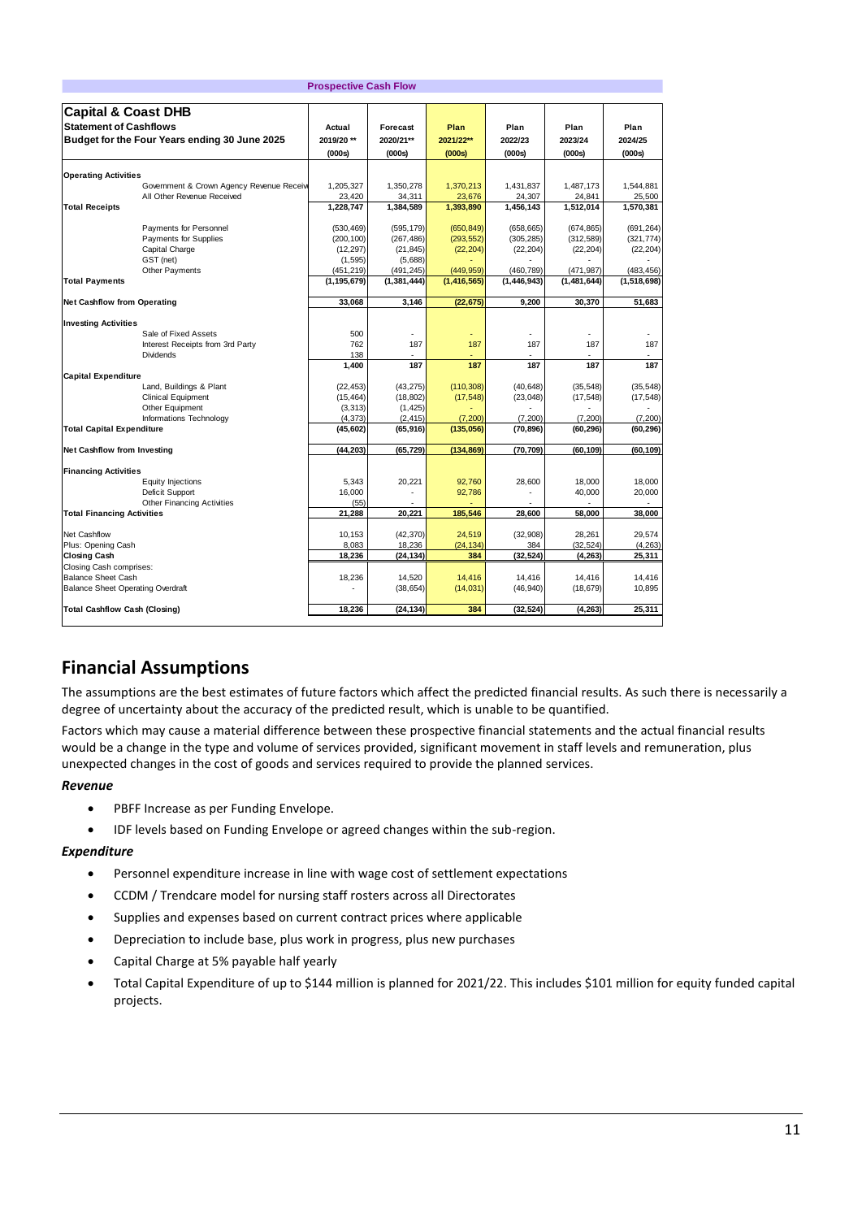**Prospective Cash Flow**

| **Capital & Coast DHB** | | | | | | |
|---|---|---|---|---|---|---|
| **Statement of Cashflows** | **Actual** | **Forecast** | **Plan** | **Plan** | **Plan** | **Plan** |
| **Budget for the Four Years ending 30 June 2025** | **2019/20 \*\*** | **2020/21\*\*** | **2021/22\*\*** | **2022/23** | **2023/24** | **2024/25** |
| | **(000s)** | **(000s)** | **(000s)** | **(000s)** | **(000s)** | **(000s)** |
| **Operating Activities** | | | | | | |
| Government & Crown Agency Revenue Receiv | 1,205,327 | 1,350,278 | 1,370,213 | 1,431,837 | 1,487,173 | 1,544,881 |
| All Other Revenue Received | 23,420 | 34,311 | 23,676 | 24,307 | 24,841 | 25,500 |
| **Total Receipts** | **1,228,747** | **1,384,589** | **1,393,890** | **1,456,143** | **1,512,014** | **1,570,381** |
| Payments for Personnel | (530,469) | (595,179) | (650,849) | (658,665) | (674,865) | (691,264) |
| Payments for Supplies | (200,100) | (267,486) | (293,552) | (305,285) | (312,589) | (321,774) |
| Capital Charge | (12,297) | (21,845) | (22,204) | (22,204) | (22,204) | (22,204) |
| GST (net) | (1,595) | (5,688) | - | - | - | - |
| Other Payments | (451,219) | (491,245) | (449,959) | (460,789) | (471,987) | (483,456) |
| **Total Payments** | **(1,195,679)** | **(1,381,444)** | **(1,416,565)** | **(1,446,943)** | **(1,481,644)** | **(1,518,698)** |
| **Net Cashflow from Operating** | **33,068** | **3,146** | **(22,675)** | **9,200** | **30,370** | **51,683** |
| **Investing Activities** | | | | | | |
| Sale of Fixed Assets | 500 | - | - | - | - | - |
| Interest Receipts from 3rd Party | 762 | 187 | 187 | 187 | 187 | 187 |
| Dividends | 138 | - | - | - | - | - |
| | **1,400** | **187** | **187** | **187** | **187** | **187** |
| **Capital Expenditure** | | | | | | |
| Land, Buildings & Plant | (22,453) | (43,275) | (110,308) | (40,648) | (35,548) | (35,548) |
| Clinical Equipment | (15,464) | (18,802) | (17,548) | (23,048) | (17,548) | (17,548) |
| Other Equipment | (3,313) | (1,425) | - | - | - | - |
| Informations Technology | (4,373) | (2,415) | (7,200) | (7,200) | (7,200) | (7,200) |
| **Total Capital Expenditure** | **(45,602)** | **(65,916)** | **(135,056)** | **(70,896)** | **(60,296)** | **(60,296)** |
| **Net Cashflow from Investing** | **(44,203)** | **(65,729)** | **(134,869)** | **(70,709)** | **(60,109)** | **(60,109)** |
| **Financing Activities** | | | | | | |
| Equity Injections | 5,343 | 20,221 | 92,760 | 28,600 | 18,000 | 18,000 |
| Deficit Support | 16,000 | - | 92,786 | - | 40,000 | 20,000 |
| Other Financing Activities | (55) | - | - | - | - | - |
| **Total Financing Activities** | **21,288** | **20,221** | **185,546** | **28,600** | **58,000** | **38,000** |
| Net Cashflow | 10,153 | (42,370) | 24,519 | (32,908) | 28,261 | 29,574 |
| Plus: Opening Cash | 8,083 | 18,236 | (24,134) | 384 | (32,524) | (4,263) |
| **Closing Cash** | **18,236** | **(24,134)** | **384** | **(32,524)** | **(4,263)** | **25,311** |
| Closing Cash comprises: | | | | | | |
| Balance Sheet Cash | 18,236 | 14,520 | 14,416 | 14,416 | 14,416 | 14,416 |
| Balance Sheet Operating Overdraft | - | (38,654) | (14,031) | (46,940) | (18,679) | 10,895 |
| **Total Cashflow Cash (Closing)** | **18,236** | **(24,134)** | **384** | **(32,524)** | **(4,263)** | **25,311** |

## Financial Assumptions

The assumptions are the best estimates of future factors which affect the predicted financial results. As such there is necessarily a degree of uncertainty about the accuracy of the predicted result, which is unable to be quantified.

Factors which may cause a material difference between these prospective financial statements and the actual financial results would be a change in the type and volume of services provided, significant movement in staff levels and remuneration, plus unexpected changes in the cost of goods and services required to provide the planned services.

### *Revenue*

- PBFF Increase as per Funding Envelope.
- IDF levels based on Funding Envelope or agreed changes within the sub-region.

### *Expenditure*

- Personnel expenditure increase in line with wage cost of settlement expectations
- CCDM / Trendcare model for nursing staff rosters across all Directorates
- Supplies and expenses based on current contract prices where applicable
- Depreciation to include base, plus work in progress, plus new purchases
- Capital Charge at 5% payable half yearly
- Total Capital Expenditure of up to $144 million is planned for 2021/22. This includes $101 million for equity funded capital projects.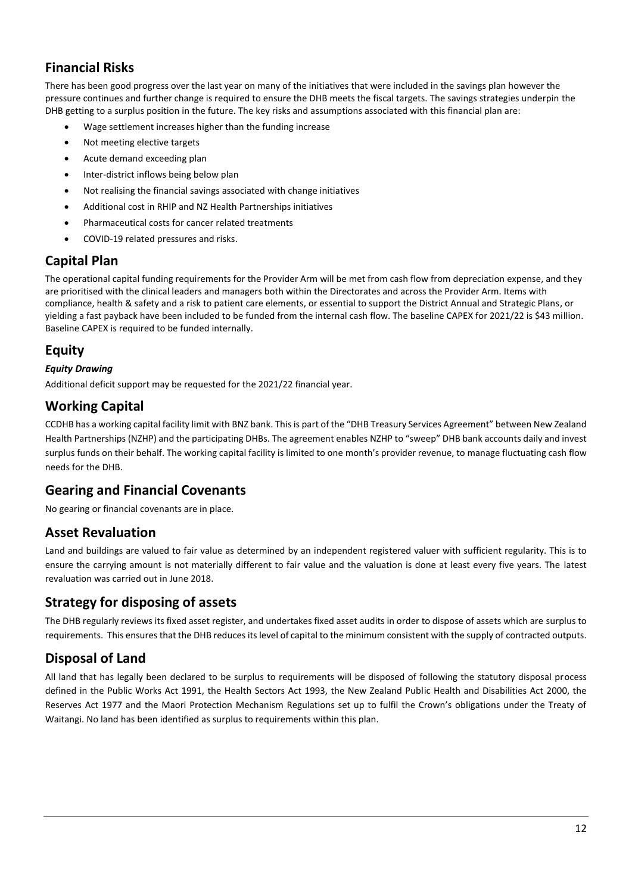## Financial Risks

There has been good progress over the last year on many of the initiatives that were included in the savings plan however the pressure continues and further change is required to ensure the DHB meets the fiscal targets. The savings strategies underpin the DHB getting to a surplus position in the future. The key risks and assumptions associated with this financial plan are:

- Wage settlement increases higher than the funding increase
- Not meeting elective targets
- Acute demand exceeding plan
- Inter-district inflows being below plan
- Not realising the financial savings associated with change initiatives
- Additional cost in RHIP and NZ Health Partnerships initiatives
- Pharmaceutical costs for cancer related treatments
- COVID-19 related pressures and risks.

## Capital Plan

The operational capital funding requirements for the Provider Arm will be met from cash flow from depreciation expense, and they are prioritised with the clinical leaders and managers both within the Directorates and across the Provider Arm. Items with compliance, health & safety and a risk to patient care elements, or essential to support the District Annual and Strategic Plans, or yielding a fast payback have been included to be funded from the internal cash flow. The baseline CAPEX for 2021/22 is $43 million. Baseline CAPEX is required to be funded internally.

## Equity

***Equity Drawing***

Additional deficit support may be requested for the 2021/22 financial year.

## Working Capital

CCDHB has a working capital facility limit with BNZ bank. This is part of the "DHB Treasury Services Agreement" between New Zealand Health Partnerships (NZHP) and the participating DHBs. The agreement enables NZHP to "sweep" DHB bank accounts daily and invest surplus funds on their behalf. The working capital facility is limited to one month's provider revenue, to manage fluctuating cash flow needs for the DHB.

## Gearing and Financial Covenants

No gearing or financial covenants are in place.

## Asset Revaluation

Land and buildings are valued to fair value as determined by an independent registered valuer with sufficient regularity. This is to ensure the carrying amount is not materially different to fair value and the valuation is done at least every five years. The latest revaluation was carried out in June 2018.

## Strategy for disposing of assets

The DHB regularly reviews its fixed asset register, and undertakes fixed asset audits in order to dispose of assets which are surplus to requirements. This ensures that the DHB reduces its level of capital to the minimum consistent with the supply of contracted outputs.

## Disposal of Land

All land that has legally been declared to be surplus to requirements will be disposed of following the statutory disposal process defined in the Public Works Act 1991, the Health Sectors Act 1993, the New Zealand Public Health and Disabilities Act 2000, the Reserves Act 1977 and the Maori Protection Mechanism Regulations set up to fulfil the Crown's obligations under the Treaty of Waitangi. No land has been identified as surplus to requirements within this plan.